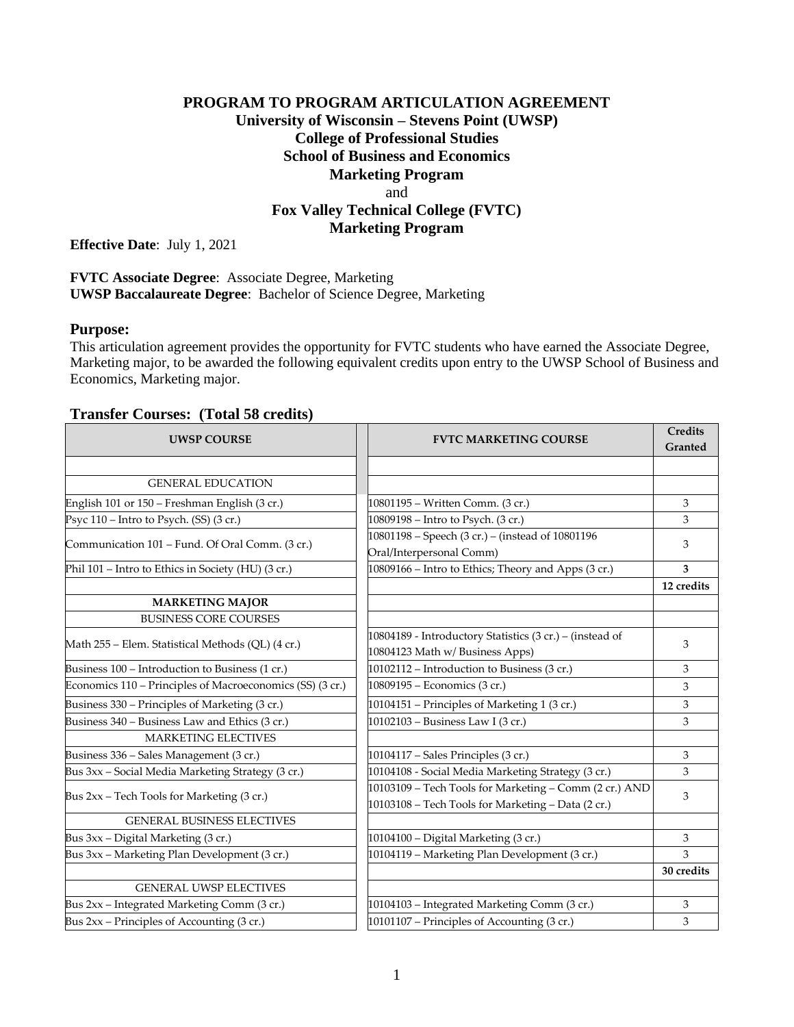**PROGRAM TO PROGRAM ARTICULATION AGREEMENT**
**University of Wisconsin – Stevens Point (UWSP)**
**College of Professional Studies**
**School of Business and Economics**
**Marketing Program**
and
**Fox Valley Technical College (FVTC)**
**Marketing Program**

**Effective Date**: July 1, 2021

**FVTC Associate Degree**: Associate Degree, Marketing
**UWSP Baccalaureate Degree**: Bachelor of Science Degree, Marketing

**Purpose:**

This articulation agreement provides the opportunity for FVTC students who have earned the Associate Degree, Marketing major, to be awarded the following equivalent credits upon entry to the UWSP School of Business and Economics, Marketing major.

**Transfer Courses: (Total 58 credits)**

| UWSP COURSE | FVTC MARKETING COURSE | Credits Granted |
|---|---|---|
| | | |
| GENERAL EDUCATION | | |
| English 101 or 150 – Freshman English (3 cr.) | 10801195 – Written Comm. (3 cr.) | 3 |
| Psyc 110 – Intro to Psych. (SS) (3 cr.) | 10809198 – Intro to Psych. (3 cr.) | 3 |
| Communication 101 – Fund. Of Oral Comm. (3 cr.) | 10801198 – Speech (3 cr.) – (instead of 10801196 Oral/Interpersonal Comm) | 3 |
| Phil 101 – Intro to Ethics in Society (HU) (3 cr.) | 10809166 – Intro to Ethics; Theory and Apps (3 cr.) | **3** |
| | | **12 credits** |
| **MARKETING MAJOR** | | |
| BUSINESS CORE COURSES | | |
| Math 255 – Elem. Statistical Methods (QL) (4 cr.) | 10804189 - Introductory Statistics (3 cr.) – (instead of 10804123 Math w/ Business Apps) | 3 |
| Business 100 – Introduction to Business (1 cr.) | 10102112 – Introduction to Business (3 cr.) | 3 |
| Economics 110 – Principles of Macroeconomics (SS) (3 cr.) | 10809195 – Economics (3 cr.) | 3 |
| Business 330 – Principles of Marketing (3 cr.) | 10104151 – Principles of Marketing 1 (3 cr.) | 3 |
| Business 340 – Business Law and Ethics (3 cr.) | 10102103 – Business Law I (3 cr.) | 3 |
| MARKETING ELECTIVES | | |
| Business 336 – Sales Management (3 cr.) | 10104117 – Sales Principles (3 cr.) | 3 |
| Bus 3xx – Social Media Marketing Strategy (3 cr.) | 10104108 - Social Media Marketing Strategy (3 cr.) | 3 |
| Bus 2xx – Tech Tools for Marketing (3 cr.) | 10103109 – Tech Tools for Marketing – Comm (2 cr.) AND 10103108 – Tech Tools for Marketing – Data (2 cr.) | 3 |
| GENERAL BUSINESS ELECTIVES | | |
| Bus 3xx – Digital Marketing (3 cr.) | 10104100 – Digital Marketing (3 cr.) | 3 |
| Bus 3xx – Marketing Plan Development (3 cr.) | 10104119 – Marketing Plan Development (3 cr.) | 3 |
| | | **30 credits** |
| GENERAL UWSP ELECTIVES | | |
| Bus 2xx – Integrated Marketing Comm (3 cr.) | 10104103 – Integrated Marketing Comm (3 cr.) | 3 |
| Bus 2xx – Principles of Accounting (3 cr.) | 10101107 – Principles of Accounting (3 cr.) | 3 |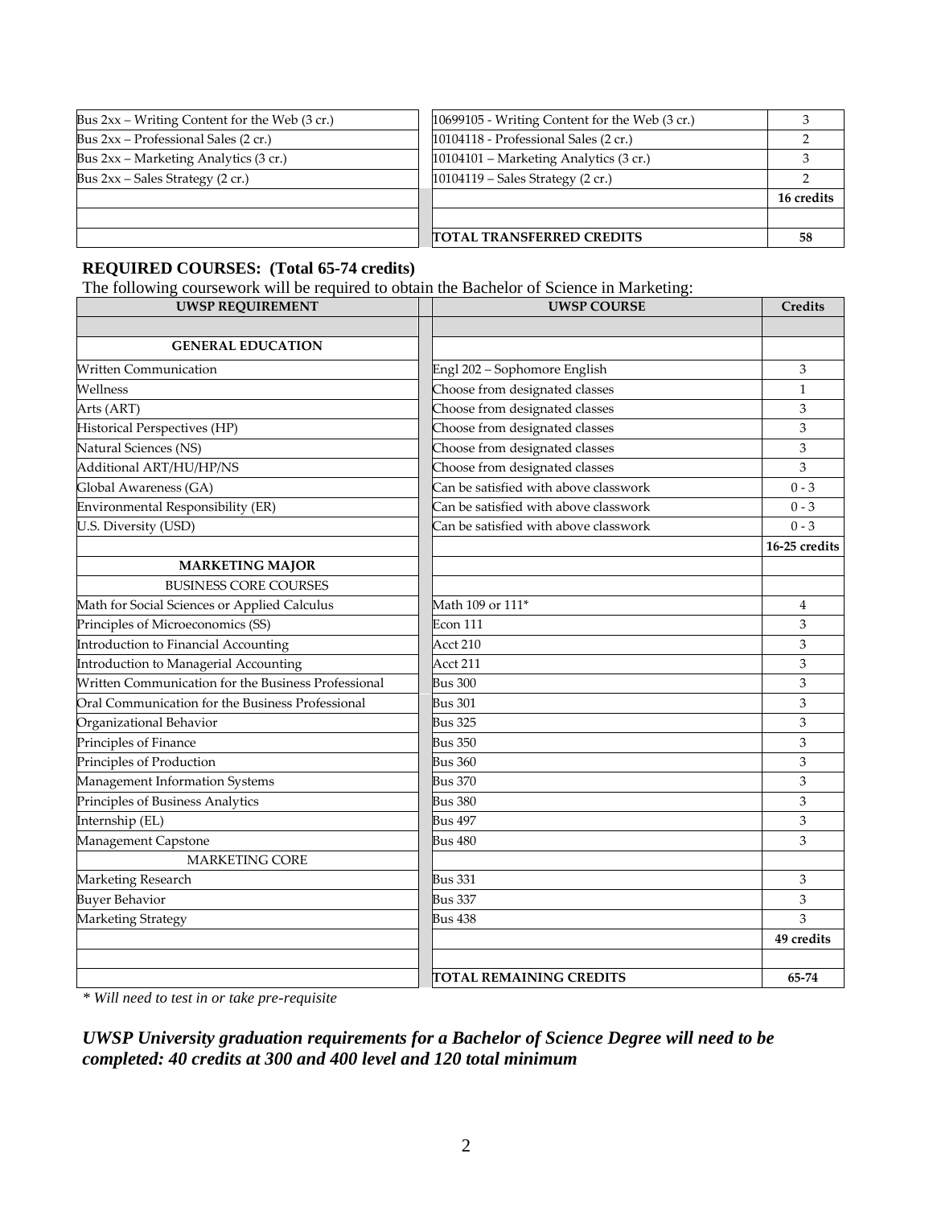| | | |
|---|---|---|
| Bus 2xx – Writing Content for the Web (3 cr.) | 10699105 - Writing Content for the Web (3 cr.) | 3 |
| Bus 2xx – Professional Sales (2 cr.) | 10104118 - Professional Sales (2 cr.) | 2 |
| Bus 2xx – Marketing Analytics (3 cr.) | 10104101 – Marketing Analytics (3 cr.) | 3 |
| Bus 2xx – Sales Strategy (2 cr.) | 10104119 – Sales Strategy (2 cr.) | 2 |
| | | **16 credits** |
| | | |
| | **TOTAL TRANSFERRED CREDITS** | **58** |

**REQUIRED COURSES: (Total 65-74 credits)**

The following coursework will be required to obtain the Bachelor of Science in Marketing:

| UWSP REQUIREMENT | UWSP COURSE | Credits |
|---|---|---|
| | | |
| **GENERAL EDUCATION** | | |
| Written Communication | Engl 202 – Sophomore English | 3 |
| Wellness | Choose from designated classes | 1 |
| Arts (ART) | Choose from designated classes | 3 |
| Historical Perspectives (HP) | Choose from designated classes | 3 |
| Natural Sciences (NS) | Choose from designated classes | 3 |
| Additional ART/HU/HP/NS | Choose from designated classes | 3 |
| Global Awareness (GA) | Can be satisfied with above classwork | 0 - 3 |
| Environmental Responsibility (ER) | Can be satisfied with above classwork | 0 - 3 |
| U.S. Diversity (USD) | Can be satisfied with above classwork | 0 - 3 |
| | | **16-25 credits** |
| **MARKETING MAJOR** | | |
| BUSINESS CORE COURSES | | |
| Math for Social Sciences or Applied Calculus | Math 109 or 111* | 4 |
| Principles of Microeconomics (SS) | Econ 111 | 3 |
| Introduction to Financial Accounting | Acct 210 | 3 |
| Introduction to Managerial Accounting | Acct 211 | 3 |
| Written Communication for the Business Professional | Bus 300 | 3 |
| Oral Communication for the Business Professional | Bus 301 | 3 |
| Organizational Behavior | Bus 325 | 3 |
| Principles of Finance | Bus 350 | 3 |
| Principles of Production | Bus 360 | 3 |
| Management Information Systems | Bus 370 | 3 |
| Principles of Business Analytics | Bus 380 | 3 |
| Internship (EL) | Bus 497 | 3 |
| Management Capstone | Bus 480 | 3 |
| MARKETING CORE | | |
| Marketing Research | Bus 331 | 3 |
| Buyer Behavior | Bus 337 | 3 |
| Marketing Strategy | Bus 438 | 3 |
| | | **49 credits** |
| | | |
| | **TOTAL REMAINING CREDITS** | **65-74** |

*\* Will need to test in or take pre-requisite*

***UWSP University graduation requirements for a Bachelor of Science Degree will need to be completed: 40 credits at 300 and 400 level and 120 total minimum***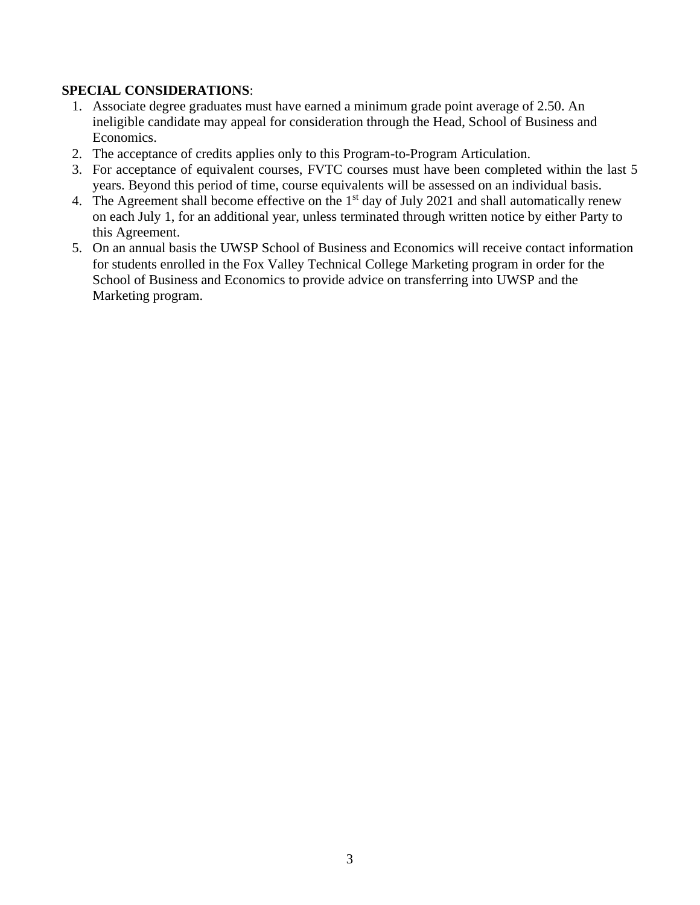**SPECIAL CONSIDERATIONS**:

1. Associate degree graduates must have earned a minimum grade point average of 2.50. An ineligible candidate may appeal for consideration through the Head, School of Business and Economics.
2. The acceptance of credits applies only to this Program-to-Program Articulation.
3. For acceptance of equivalent courses, FVTC courses must have been completed within the last 5 years. Beyond this period of time, course equivalents will be assessed on an individual basis.
4. The Agreement shall become effective on the 1st day of July 2021 and shall automatically renew on each July 1, for an additional year, unless terminated through written notice by either Party to this Agreement.
5. On an annual basis the UWSP School of Business and Economics will receive contact information for students enrolled in the Fox Valley Technical College Marketing program in order for the School of Business and Economics to provide advice on transferring into UWSP and the Marketing program.